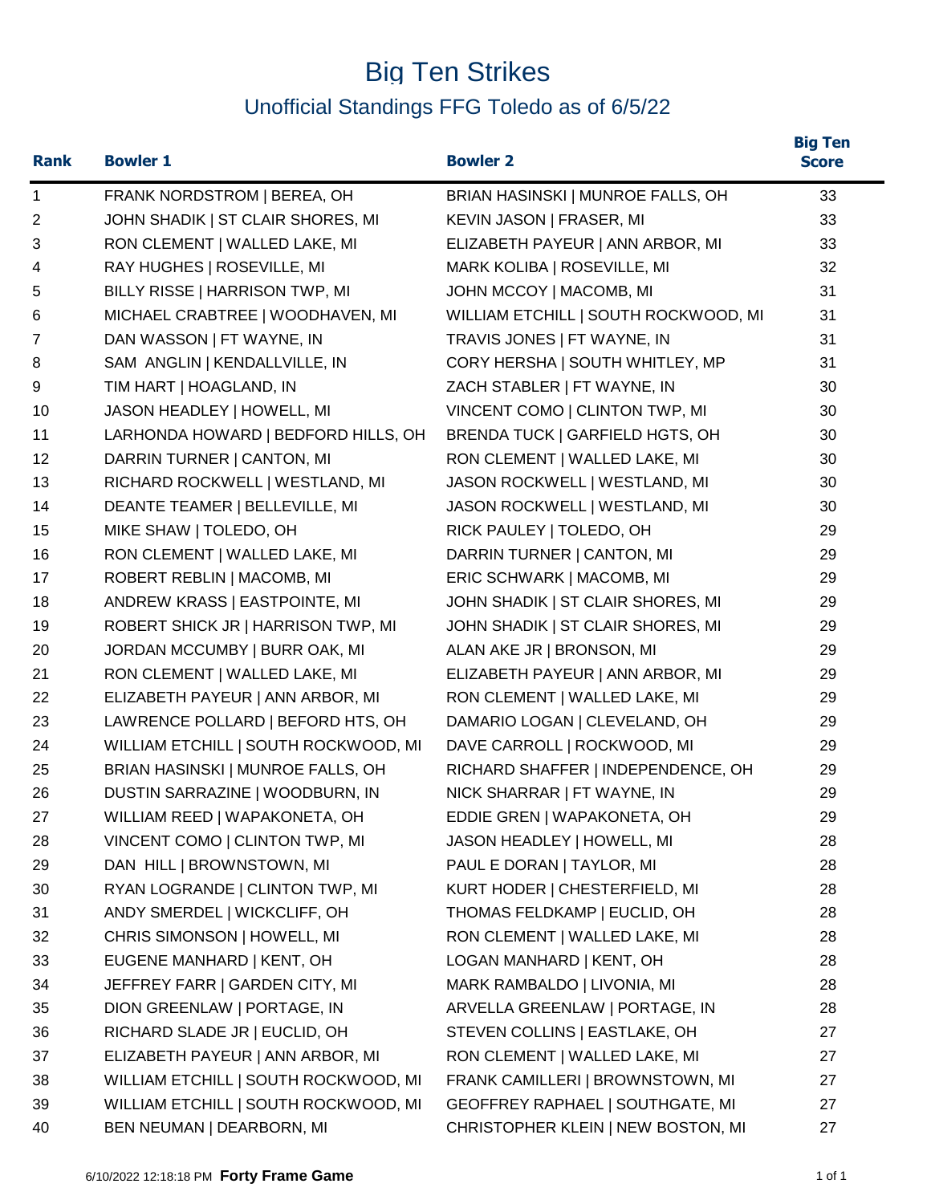# Big Ten Strikes

## Unofficial Standings FFG Toledo as of 6/5/22

| Rank | Bowler 1 | Bowler 2 | Big Ten Score |
|---|---|---|---|
| 1 | FRANK NORDSTROM \| BEREA, OH | BRIAN HASINSKI \| MUNROE FALLS, OH | 33 |
| 2 | JOHN SHADIK \| ST CLAIR SHORES, MI | KEVIN JASON \| FRASER, MI | 33 |
| 3 | RON CLEMENT \| WALLED LAKE, MI | ELIZABETH PAYEUR \| ANN ARBOR, MI | 33 |
| 4 | RAY HUGHES \| ROSEVILLE, MI | MARK KOLIBA \| ROSEVILLE, MI | 32 |
| 5 | BILLY RISSE \| HARRISON TWP, MI | JOHN MCCOY \| MACOMB, MI | 31 |
| 6 | MICHAEL CRABTREE \| WOODHAVEN, MI | WILLIAM ETCHILL \| SOUTH ROCKWOOD, MI | 31 |
| 7 | DAN WASSON \| FT WAYNE, IN | TRAVIS JONES \| FT WAYNE, IN | 31 |
| 8 | SAM ANGLIN \| KENDALLVILLE, IN | CORY HERSHA \| SOUTH WHITLEY, MP | 31 |
| 9 | TIM HART \| HOAGLAND, IN | ZACH STABLER \| FT WAYNE, IN | 30 |
| 10 | JASON HEADLEY \| HOWELL, MI | VINCENT COMO \| CLINTON TWP, MI | 30 |
| 11 | LARHONDA HOWARD \| BEDFORD HILLS, OH | BRENDA TUCK \| GARFIELD HGTS, OH | 30 |
| 12 | DARRIN TURNER \| CANTON, MI | RON CLEMENT \| WALLED LAKE, MI | 30 |
| 13 | RICHARD ROCKWELL \| WESTLAND, MI | JASON ROCKWELL \| WESTLAND, MI | 30 |
| 14 | DEANTE TEAMER \| BELLEVILLE, MI | JASON ROCKWELL \| WESTLAND, MI | 30 |
| 15 | MIKE SHAW \| TOLEDO, OH | RICK PAULEY \| TOLEDO, OH | 29 |
| 16 | RON CLEMENT \| WALLED LAKE, MI | DARRIN TURNER \| CANTON, MI | 29 |
| 17 | ROBERT REBLIN \| MACOMB, MI | ERIC SCHWARK \| MACOMB, MI | 29 |
| 18 | ANDREW KRASS \| EASTPOINTE, MI | JOHN SHADIK \| ST CLAIR SHORES, MI | 29 |
| 19 | ROBERT SHICK JR \| HARRISON TWP, MI | JOHN SHADIK \| ST CLAIR SHORES, MI | 29 |
| 20 | JORDAN MCCUMBY \| BURR OAK, MI | ALAN AKE JR \| BRONSON, MI | 29 |
| 21 | RON CLEMENT \| WALLED LAKE, MI | ELIZABETH PAYEUR \| ANN ARBOR, MI | 29 |
| 22 | ELIZABETH PAYEUR \| ANN ARBOR, MI | RON CLEMENT \| WALLED LAKE, MI | 29 |
| 23 | LAWRENCE POLLARD \| BEFORD HTS, OH | DAMARIO LOGAN \| CLEVELAND, OH | 29 |
| 24 | WILLIAM ETCHILL \| SOUTH ROCKWOOD, MI | DAVE CARROLL \| ROCKWOOD, MI | 29 |
| 25 | BRIAN HASINSKI \| MUNROE FALLS, OH | RICHARD SHAFFER \| INDEPENDENCE, OH | 29 |
| 26 | DUSTIN SARRAZINE \| WOODBURN, IN | NICK SHARRAR \| FT WAYNE, IN | 29 |
| 27 | WILLIAM REED \| WAPAKONETA, OH | EDDIE GREN \| WAPAKONETA, OH | 29 |
| 28 | VINCENT COMO \| CLINTON TWP, MI | JASON HEADLEY \| HOWELL, MI | 28 |
| 29 | DAN HILL \| BROWNSTOWN, MI | PAUL E DORAN \| TAYLOR, MI | 28 |
| 30 | RYAN LOGRANDE \| CLINTON TWP, MI | KURT HODER \| CHESTERFIELD, MI | 28 |
| 31 | ANDY SMERDEL \| WICKCLIFF, OH | THOMAS FELDKAMP \| EUCLID, OH | 28 |
| 32 | CHRIS SIMONSON \| HOWELL, MI | RON CLEMENT \| WALLED LAKE, MI | 28 |
| 33 | EUGENE MANHARD \| KENT, OH | LOGAN MANHARD \| KENT, OH | 28 |
| 34 | JEFFREY FARR \| GARDEN CITY, MI | MARK RAMBALDO \| LIVONIA, MI | 28 |
| 35 | DION GREENLAW \| PORTAGE, IN | ARVELLA GREENLAW \| PORTAGE, IN | 28 |
| 36 | RICHARD SLADE JR \| EUCLID, OH | STEVEN COLLINS \| EASTLAKE, OH | 27 |
| 37 | ELIZABETH PAYEUR \| ANN ARBOR, MI | RON CLEMENT \| WALLED LAKE, MI | 27 |
| 38 | WILLIAM ETCHILL \| SOUTH ROCKWOOD, MI | FRANK CAMILLERI \| BROWNSTOWN, MI | 27 |
| 39 | WILLIAM ETCHILL \| SOUTH ROCKWOOD, MI | GEOFFREY RAPHAEL \| SOUTHGATE, MI | 27 |
| 40 | BEN NEUMAN \| DEARBORN, MI | CHRISTOPHER KLEIN \| NEW BOSTON, MI | 27 |

6/10/2022 12:18:18 PM **Forty Frame Game**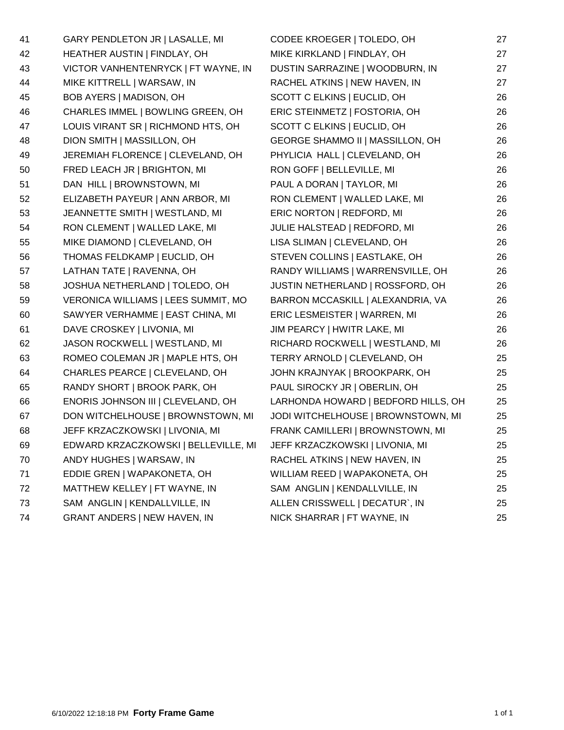| | | | |
|---|---|---|---|
| 41 | GARY PENDLETON JR \| LASALLE, MI | CODEE KROEGER \| TOLEDO, OH | 27 |
| 42 | HEATHER AUSTIN \| FINDLAY, OH | MIKE KIRKLAND \| FINDLAY, OH | 27 |
| 43 | VICTOR VANHENTENRYCK \| FT WAYNE, IN | DUSTIN SARRAZINE \| WOODBURN, IN | 27 |
| 44 | MIKE KITTRELL \| WARSAW, IN | RACHEL ATKINS \| NEW HAVEN, IN | 27 |
| 45 | BOB AYERS \| MADISON, OH | SCOTT C ELKINS \| EUCLID, OH | 26 |
| 46 | CHARLES IMMEL \| BOWLING GREEN, OH | ERIC STEINMETZ \| FOSTORIA, OH | 26 |
| 47 | LOUIS VIRANT SR \| RICHMOND HTS, OH | SCOTT C ELKINS \| EUCLID, OH | 26 |
| 48 | DION SMITH \| MASSILLON, OH | GEORGE SHAMMO II \| MASSILLON, OH | 26 |
| 49 | JEREMIAH FLORENCE \| CLEVELAND, OH | PHYLICIA HALL \| CLEVELAND, OH | 26 |
| 50 | FRED LEACH JR \| BRIGHTON, MI | RON GOFF \| BELLEVILLE, MI | 26 |
| 51 | DAN HILL \| BROWNSTOWN, MI | PAUL A DORAN \| TAYLOR, MI | 26 |
| 52 | ELIZABETH PAYEUR \| ANN ARBOR, MI | RON CLEMENT \| WALLED LAKE, MI | 26 |
| 53 | JEANNETTE SMITH \| WESTLAND, MI | ERIC NORTON \| REDFORD, MI | 26 |
| 54 | RON CLEMENT \| WALLED LAKE, MI | JULIE HALSTEAD \| REDFORD, MI | 26 |
| 55 | MIKE DIAMOND \| CLEVELAND, OH | LISA SLIMAN \| CLEVELAND, OH | 26 |
| 56 | THOMAS FELDKAMP \| EUCLID, OH | STEVEN COLLINS \| EASTLAKE, OH | 26 |
| 57 | LATHAN TATE \| RAVENNA, OH | RANDY WILLIAMS \| WARRENSVILLE, OH | 26 |
| 58 | JOSHUA NETHERLAND \| TOLEDO, OH | JUSTIN NETHERLAND \| ROSSFORD, OH | 26 |
| 59 | VERONICA WILLIAMS \| LEES SUMMIT, MO | BARRON MCCASKILL \| ALEXANDRIA, VA | 26 |
| 60 | SAWYER VERHAMME \| EAST CHINA, MI | ERIC LESMEISTER \| WARREN, MI | 26 |
| 61 | DAVE CROSKEY \| LIVONIA, MI | JIM PEARCY \| HWITR LAKE, MI | 26 |
| 62 | JASON ROCKWELL \| WESTLAND, MI | RICHARD ROCKWELL \| WESTLAND, MI | 26 |
| 63 | ROMEO COLEMAN JR \| MAPLE HTS, OH | TERRY ARNOLD \| CLEVELAND, OH | 25 |
| 64 | CHARLES PEARCE \| CLEVELAND, OH | JOHN KRAJNYAK \| BROOKPARK, OH | 25 |
| 65 | RANDY SHORT \| BROOK PARK, OH | PAUL SIROCKY JR \| OBERLIN, OH | 25 |
| 66 | ENORIS JOHNSON III \| CLEVELAND, OH | LARHONDA HOWARD \| BEDFORD HILLS, OH | 25 |
| 67 | DON WITCHELHOUSE \| BROWNSTOWN, MI | JODI WITCHELHOUSE \| BROWNSTOWN, MI | 25 |
| 68 | JEFF KRZACZKOWSKI \| LIVONIA, MI | FRANK CAMILLERI \| BROWNSTOWN, MI | 25 |
| 69 | EDWARD KRZACZKOWSKI \| BELLEVILLE, MI | JEFF KRZACZKOWSKI \| LIVONIA, MI | 25 |
| 70 | ANDY HUGHES \| WARSAW, IN | RACHEL ATKINS \| NEW HAVEN, IN | 25 |
| 71 | EDDIE GREN \| WAPAKONETA, OH | WILLIAM REED \| WAPAKONETA, OH | 25 |
| 72 | MATTHEW KELLEY \| FT WAYNE, IN | SAM ANGLIN \| KENDALLVILLE, IN | 25 |
| 73 | SAM ANGLIN \| KENDALLVILLE, IN | ALLEN CRISSWELL \| DECATUR`, IN | 25 |
| 74 | GRANT ANDERS \| NEW HAVEN, IN | NICK SHARRAR \| FT WAYNE, IN | 25 |

6/10/2022 12:18:18 PM **Forty Frame Game**